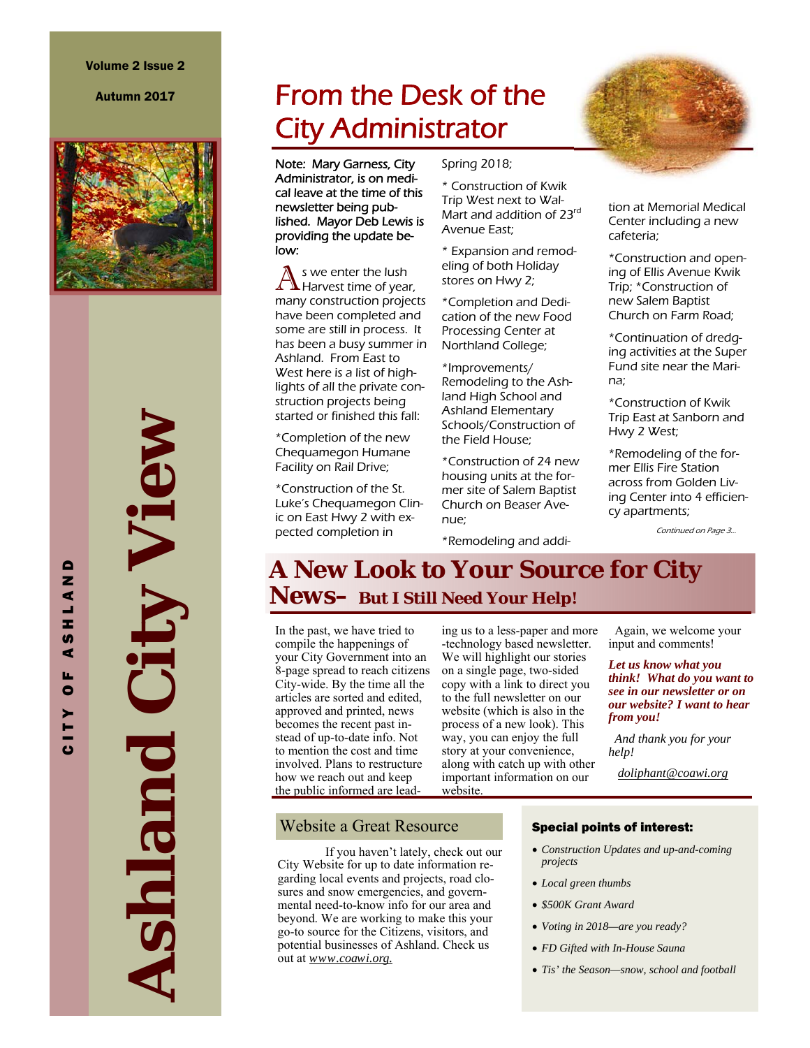Volume 2 Issue 2

Autumn 2017

# Ashland City View

CITY OF ASHLAND

## From the Desk of the City Administrator

Note: Mary Garness, City Administrator, is on medical leave at the time of this newsletter being published. Mayor Deb Lewis is providing the update below:

As we enter the lush Harvest time of year, many construction projects have been completed and some are still in process. It has been a busy summer in Ashland. From East to West here is a list of highlights of all the private construction projects being started or finished this fall:

*Completion of the new Chequamegon Humane Facility on Rail Drive;

*Construction of the St. Luke's Chequamegon Clinic on East Hwy 2 with expected completion in Spring 2018;

* Construction of Kwik Trip West next to Wal-Mart and addition of 23rd Avenue East;

* Expansion and remodeling of both Holiday stores on Hwy 2;

*Completion and Dedication of the new Food Processing Center at Northland College;

*Improvements/Remodeling to the Ashland High School and Ashland Elementary Schools/Construction of the Field House;

*Construction of 24 new housing units at the former site of Salem Baptist Church on Beaser Avenue;

*Remodeling and addition at Memorial Medical Center including a new cafeteria;

*Construction and opening of Ellis Avenue Kwik Trip; *Construction of new Salem Baptist Church on Farm Road;

*Continuation of dredging activities at the Super Fund site near the Marina;

*Construction of Kwik Trip East at Sanborn and Hwy 2 West;

*Remodeling of the former Ellis Fire Station across from Golden Living Center into 4 efficiency apartments;

*Continued on Page 3...*

## A New Look to Your Source for City News– But I Still Need Your Help!

In the past, we have tried to compile the happenings of your City Government into an 8-page spread to reach citizens City-wide. By the time all the articles are sorted and edited, approved and printed, news becomes the recent past instead of up-to-date info. Not to mention the cost and time involved. Plans to restructure how we reach out and keep the public informed are leading us to a less-paper and more-technology based newsletter. We will highlight our stories on a single page, two-sided copy with a link to direct you to the full newsletter on our website (which is also in the process of a new look). This way, you can enjoy the full story at your convenience, along with catch up with other important information on our website.

Again, we welcome your input and comments!

***Let us know what you think! What do you want to see in our newsletter or on our website? I want to hear from you!***

*And thank you for your help!*

*doliphant@coawi.org*

### Website a Great Resource

If you haven't lately, check out our City Website for up to date information regarding local events and projects, road closures and snow emergencies, and governmental need-to-know info for our area and beyond. We are working to make this your go-to source for the Citizens, visitors, and potential businesses of Ashland. Check us out at *www.coawi.org.*

### Special points of interest:

- *Construction Updates and up-and-coming projects*
- *Local green thumbs*
- *$500K Grant Award*
- *Voting in 2018—are you ready?*
- *FD Gifted with In-House Sauna*
- *Tis' the Season—snow, school and football*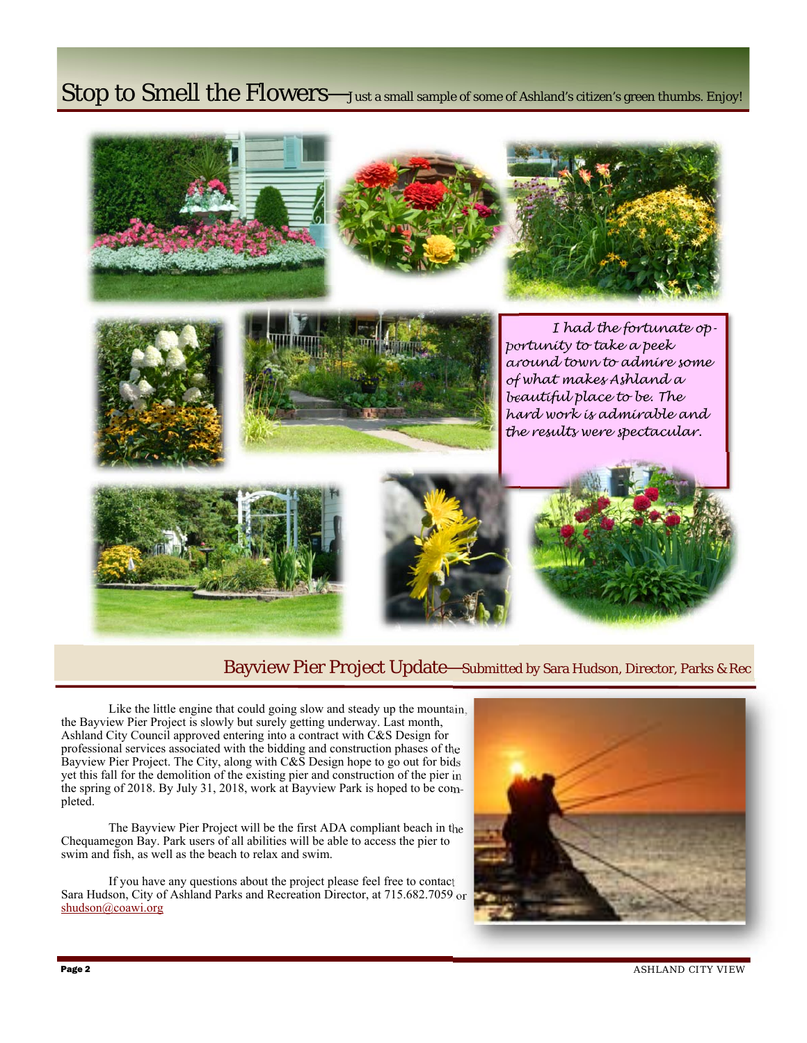## Stop to Smell the Flowers—Just a small sample of some of Ashland's citizen's green thumbs. Enjoy!

*I had the fortunate opportunity to take a peek around town to admire some of what makes Ashland a beautiful place to be. The hard work is admirable and the results were spectacular.*

## Bayview Pier Project Update—Submitted by Sara Hudson, Director, Parks & Rec

Like the little engine that could going slow and steady up the mountain, the Bayview Pier Project is slowly but surely getting underway. Last month, Ashland City Council approved entering into a contract with C&S Design for professional services associated with the bidding and construction phases of the Bayview Pier Project. The City, along with C&S Design hope to go out for bids yet this fall for the demolition of the existing pier and construction of the pier in the spring of 2018. By July 31, 2018, work at Bayview Park is hoped to be completed.

The Bayview Pier Project will be the first ADA compliant beach in the Chequamegon Bay. Park users of all abilities will be able to access the pier to swim and fish, as well as the beach to relax and swim.

If you have any questions about the project please feel free to contact Sara Hudson, City of Ashland Parks and Recreation Director, at 715.682.7059 or shudson@coawi.org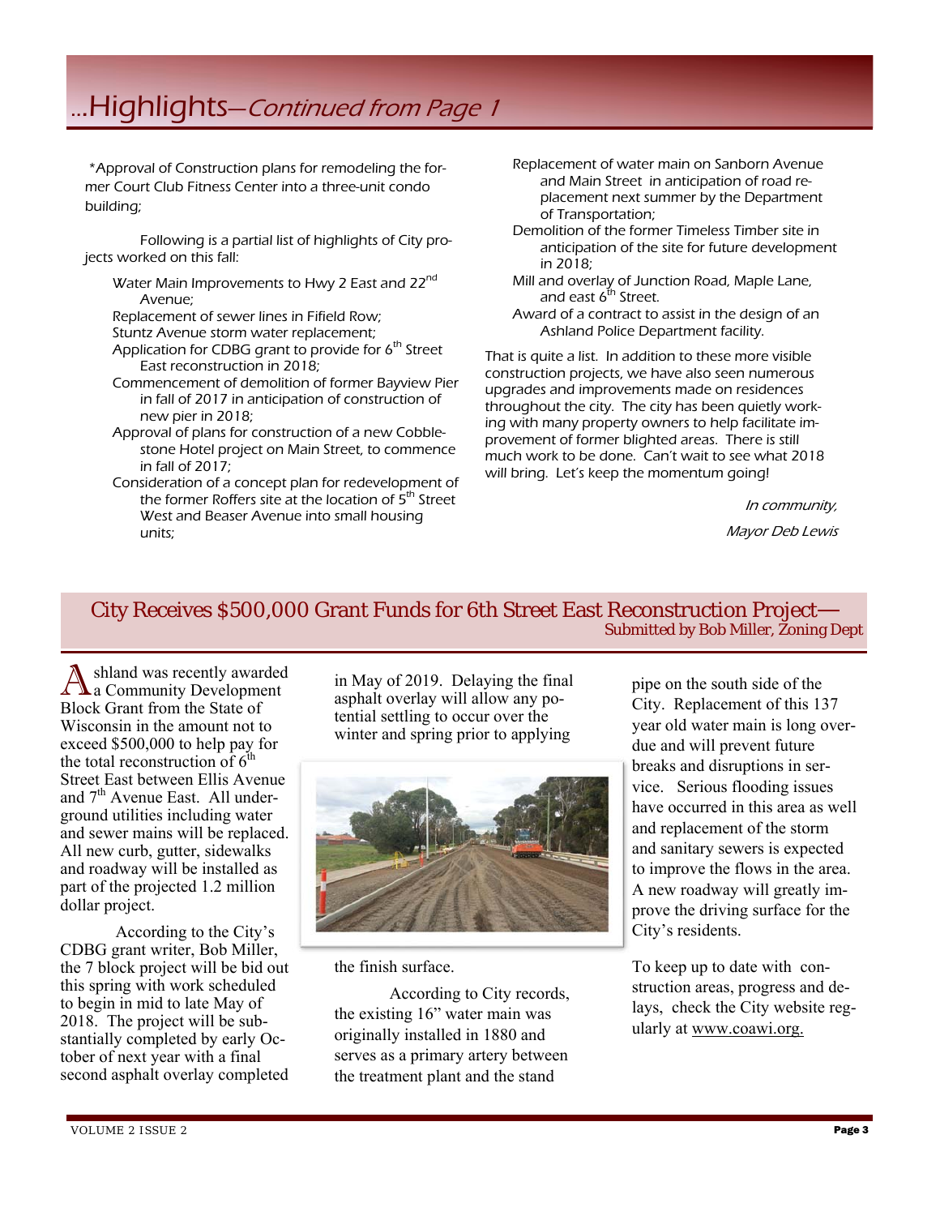# ...Highlights—*Continued from Page 1*

*Approval of Construction plans for remodeling the former Court Club Fitness Center into a three-unit condo building;

Following is a partial list of highlights of City projects worked on this fall:

- Water Main Improvements to Hwy 2 East and 22nd Avenue;
- Replacement of sewer lines in Fifield Row;
- Stuntz Avenue storm water replacement;
- Application for CDBG grant to provide for 6th Street East reconstruction in 2018;
- Commencement of demolition of former Bayview Pier in fall of 2017 in anticipation of construction of new pier in 2018;
- Approval of plans for construction of a new Cobblestone Hotel project on Main Street, to commence in fall of 2017;
- Consideration of a concept plan for redevelopment of the former Roffers site at the location of 5th Street West and Beaser Avenue into small housing units;
- Replacement of water main on Sanborn Avenue and Main Street in anticipation of road replacement next summer by the Department of Transportation;
- Demolition of the former Timeless Timber site in anticipation of the site for future development in 2018;
- Mill and overlay of Junction Road, Maple Lane, and east 6th Street.
- Award of a contract to assist in the design of an Ashland Police Department facility.

*That is quite a list. In addition to these more visible construction projects, we have also seen numerous upgrades and improvements made on residences throughout the city. The city has been quietly working with many property owners to help facilitate improvement of former blighted areas. There is still much work to be done. Can't wait to see what 2018 will bring. Let's keep the momentum going!*

*In community,*

*Mayor Deb Lewis*

## City Receives $500,000 Grant Funds for 6th Street East Reconstruction Project—

Submitted by Bob Miller, Zoning Dept

Ashland was recently awarded a Community Development Block Grant from the State of Wisconsin in the amount not to exceed $500,000 to help pay for the total reconstruction of 6th Street East between Ellis Avenue and 7th Avenue East. All underground utilities including water and sewer mains will be replaced. All new curb, gutter, sidewalks and roadway will be installed as part of the projected 1.2 million dollar project.

According to the City's CDBG grant writer, Bob Miller, the 7 block project will be bid out this spring with work scheduled to begin in mid to late May of 2018. The project will be substantially completed by early October of next year with a final second asphalt overlay completed in May of 2019. Delaying the final asphalt overlay will allow any potential settling to occur over the winter and spring prior to applying the finish surface.

According to City records, the existing 16" water main was originally installed in 1880 and serves as a primary artery between the treatment plant and the stand pipe on the south side of the City. Replacement of this 137 year old water main is long overdue and will prevent future breaks and disruptions in service. Serious flooding issues have occurred in this area as well and replacement of the storm and sanitary sewers is expected to improve the flows in the area. A new roadway will greatly improve the driving surface for the City's residents.

To keep up to date with construction areas, progress and delays, check the City website regularly at www.coawi.org.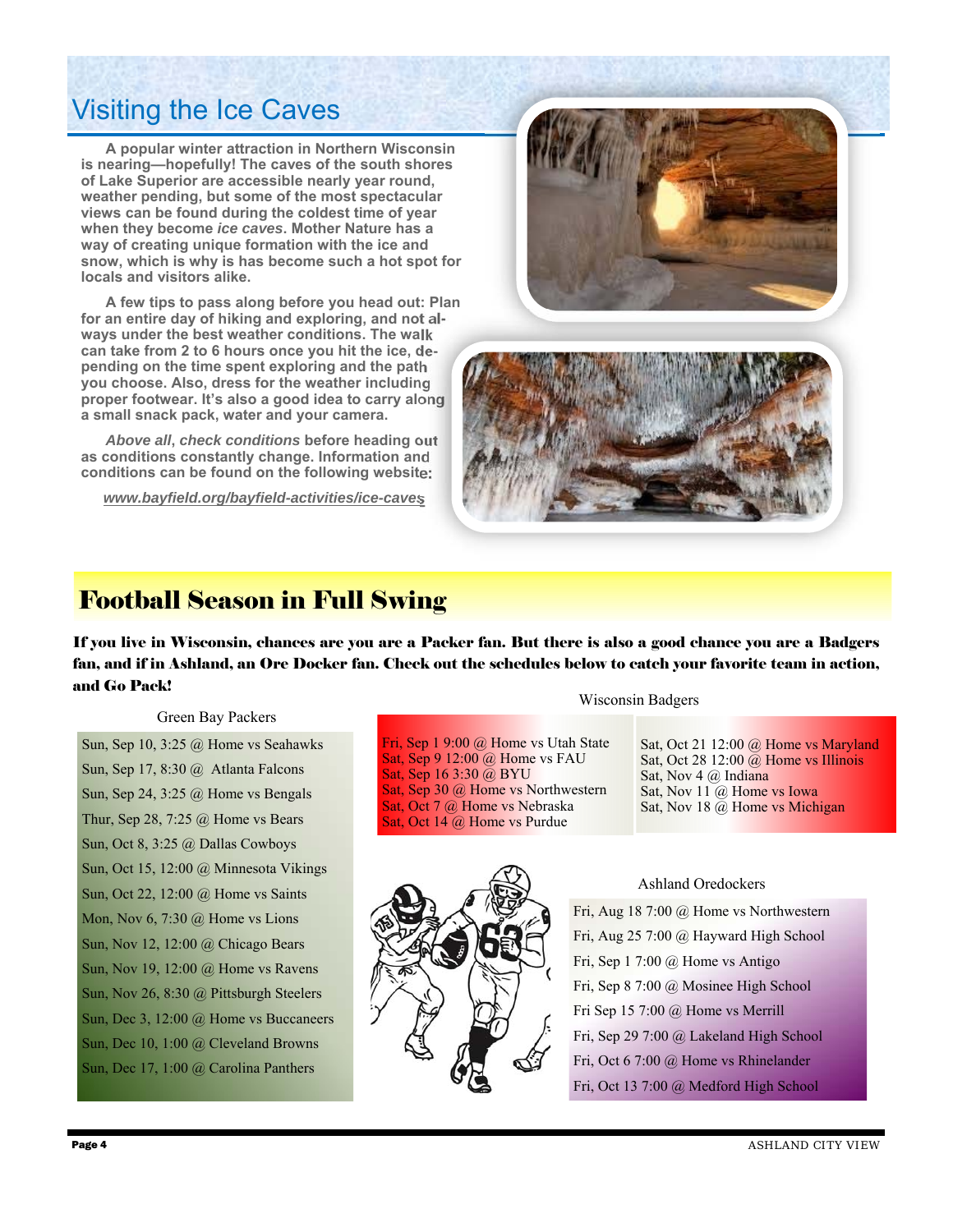# Visiting the Ice Caves

**A popular winter attraction in Northern Wisconsin is nearing—hopefully! The caves of the south shores of Lake Superior are accessible nearly year round, weather pending, but some of the most spectacular views can be found during the coldest time of year when they become *ice caves*. Mother Nature has a way of creating unique formation with the ice and snow, which is why is has become such a hot spot for locals and visitors alike.**

**A few tips to pass along before you head out: Plan for an entire day of hiking and exploring, and not always under the best weather conditions. The walk can take from 2 to 6 hours once you hit the ice, depending on the time spent exploring and the path you choose. Also, dress for the weather including proper footwear. It's also a good idea to carry along a small snack pack, water and your camera.**

***Above all, check conditions* before heading out as conditions constantly change. Information and conditions can be found on the following website:**

***www.bayfield.org/bayfield-activities/ice-caves***

# Football Season in Full Swing

**If you live in Wisconsin, chances are you are a Packer fan. But there is also a good chance you are a Badgers fan, and if in Ashland, an Ore Docker fan. Check out the schedules below to catch your favorite team in action, and Go Pack!**

Green Bay Packers

- Sun, Sep 10, 3:25 @ Home vs Seahawks
- Sun, Sep 17, 8:30 @ Atlanta Falcons
- Sun, Sep 24, 3:25 @ Home vs Bengals
- Thur, Sep 28, 7:25 @ Home vs Bears
- Sun, Oct 8, 3:25 @ Dallas Cowboys
- Sun, Oct 15, 12:00 @ Minnesota Vikings
- Sun, Oct 22, 12:00 @ Home vs Saints
- Mon, Nov 6, 7:30 @ Home vs Lions
- Sun, Nov 12, 12:00 @ Chicago Bears
- Sun, Nov 19, 12:00 @ Home vs Ravens
- Sun, Nov 26, 8:30 @ Pittsburgh Steelers
- Sun, Dec 3, 12:00 @ Home vs Buccaneers
- Sun, Dec 10, 1:00 @ Cleveland Browns
- Sun, Dec 17, 1:00 @ Carolina Panthers

Wisconsin Badgers

- Fri, Sep 1 9:00 @ Home vs Utah State
- Sat, Sep 9 12:00 @ Home vs FAU
- Sat, Sep 16 3:30 @ BYU
- Sat, Sep 30 @ Home vs Northwestern
- Sat, Oct 7 @ Home vs Nebraska
- Sat, Oct 14 @ Home vs Purdue
- Sat, Oct 21 12:00 @ Home vs Maryland
- Sat, Oct 28 12:00 @ Home vs Illinois
- Sat, Nov 4 @ Indiana
- Sat, Nov 11 @ Home vs Iowa
- Sat, Nov 18 @ Home vs Michigan

Ashland Oredockers

- Fri, Aug 18 7:00 @ Home vs Northwestern
- Fri, Aug 25 7:00 @ Hayward High School
- Fri, Sep 1 7:00 @ Home vs Antigo
- Fri, Sep 8 7:00 @ Mosinee High School
- Fri Sep 15 7:00 @ Home vs Merrill
- Fri, Sep 29 7:00 @ Lakeland High School
- Fri, Oct 6 7:00 @ Home vs Rhinelander
- Fri, Oct 13 7:00 @ Medford High School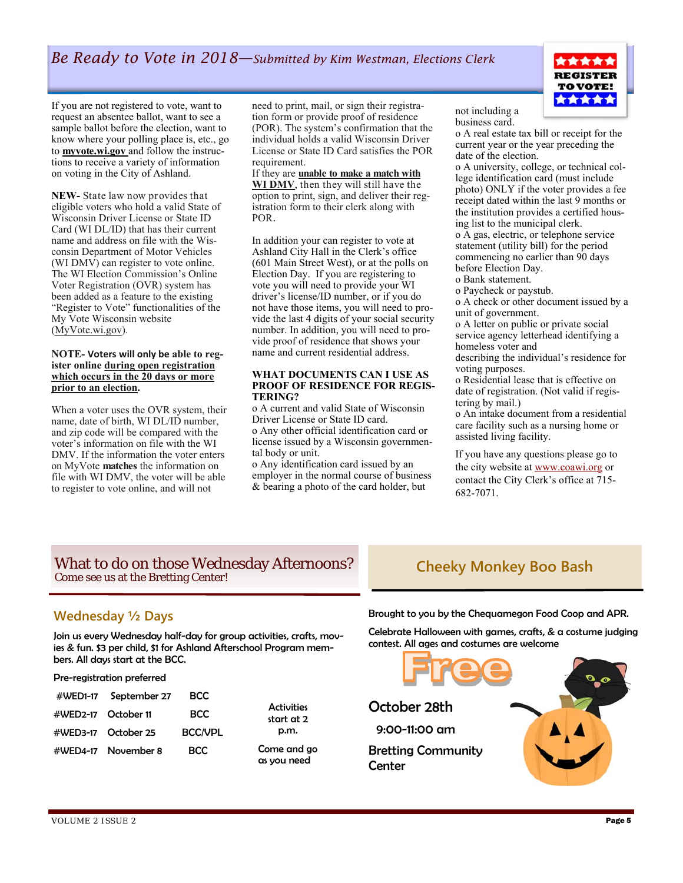## *Be Ready to Vote in 2018—Submitted by Kim Westman, Elections Clerk*

If you are not registered to vote, want to request an absentee ballot, want to see a sample ballot before the election, want to know where your polling place is, etc., go to **myvote.wi.gov** and follow the instructions to receive a variety of information on voting in the City of Ashland.

**NEW-** State law now provides that eligible voters who hold a valid State of Wisconsin Driver License or State ID Card (WI DL/ID) that has their current name and address on file with the Wisconsin Department of Motor Vehicles (WI DMV) can register to vote online. The WI Election Commission's Online Voter Registration (OVR) system has been added as a feature to the existing "Register to Vote" functionalities of the My Vote Wisconsin website (MyVote.wi.gov).

**NOTE- Voters will only be able to register online during open registration which occurs in the 20 days or more prior to an election.**

When a voter uses the OVR system, their name, date of birth, WI DL/ID number, and zip code will be compared with the voter's information on file with the WI DMV. If the information the voter enters on MyVote **matches** the information on file with WI DMV, the voter will be able to register to vote online, and will not need to print, mail, or sign their registration form or provide proof of residence (POR). The system's confirmation that the individual holds a valid Wisconsin Driver License or State ID Card satisfies the POR requirement.

If they are **unable to make a match with WI DMV**, then they will still have the option to print, sign, and deliver their registration form to their clerk along with POR.

In addition your can register to vote at Ashland City Hall in the Clerk's office (601 Main Street West), or at the polls on Election Day. If you are registering to vote you will need to provide your WI driver's license/ID number, or if you do not have those items, you will need to provide the last 4 digits of your social security number. In addition, you will need to provide proof of residence that shows your name and current residential address.

**WHAT DOCUMENTS CAN I USE AS PROOF OF RESIDENCE FOR REGISTERING?**

- o A current and valid State of Wisconsin Driver License or State ID card.
- o Any other official identification card or license issued by a Wisconsin governmental body or unit.
- o Any identification card issued by an employer in the normal course of business & bearing a photo of the card holder, but not including a business card.
- o A real estate tax bill or receipt for the current year or the year preceding the date of the election.
- o A university, college, or technical college identification card (must include photo) ONLY if the voter provides a fee receipt dated within the last 9 months or the institution provides a certified housing list to the municipal clerk.
- o A gas, electric, or telephone service statement (utility bill) for the period commencing no earlier than 90 days before Election Day.
- o Bank statement.
- o Paycheck or paystub.
- o A check or other document issued by a unit of government.
- o A letter on public or private social service agency letterhead identifying a homeless voter and describing the individual's residence for voting purposes.
- o Residential lease that is effective on date of registration. (Not valid if registering by mail.)
- o An intake document from a residential care facility such as a nursing home or assisted living facility.

If you have any questions please go to the city website at www.coawi.org or contact the City Clerk's office at 715-682-7071.

REGISTER TO VOTE!

## What to do on those Wednesday Afternoons?

Come see us at the Bretting Center!

### Wednesday ½ Days

Join us every Wednesday half-day for group activities, crafts, movies & fun. $3 per child, $1 for Ashland Afterschool Program members. All days start at the BCC.

Pre-registration preferred

| | | |
|---|---|---|
| #WED1-17 | September 27 | BCC |
| #WED2-17 | October 11 | BCC |
| #WED3-17 | October 25 | BCC/VPL |
| #WED4-17 | November 8 | BCC |

Activities start at 2 p.m.

Come and go as you need

## Cheeky Monkey Boo Bash

Brought to you by the Chequamegon Food Coop and APR.

Celebrate Halloween with games, crafts, & a costume judging contest. All ages and costumes are welcome

**Free**

**October 28th**

**9:00-11:00 am**

**Bretting Community Center**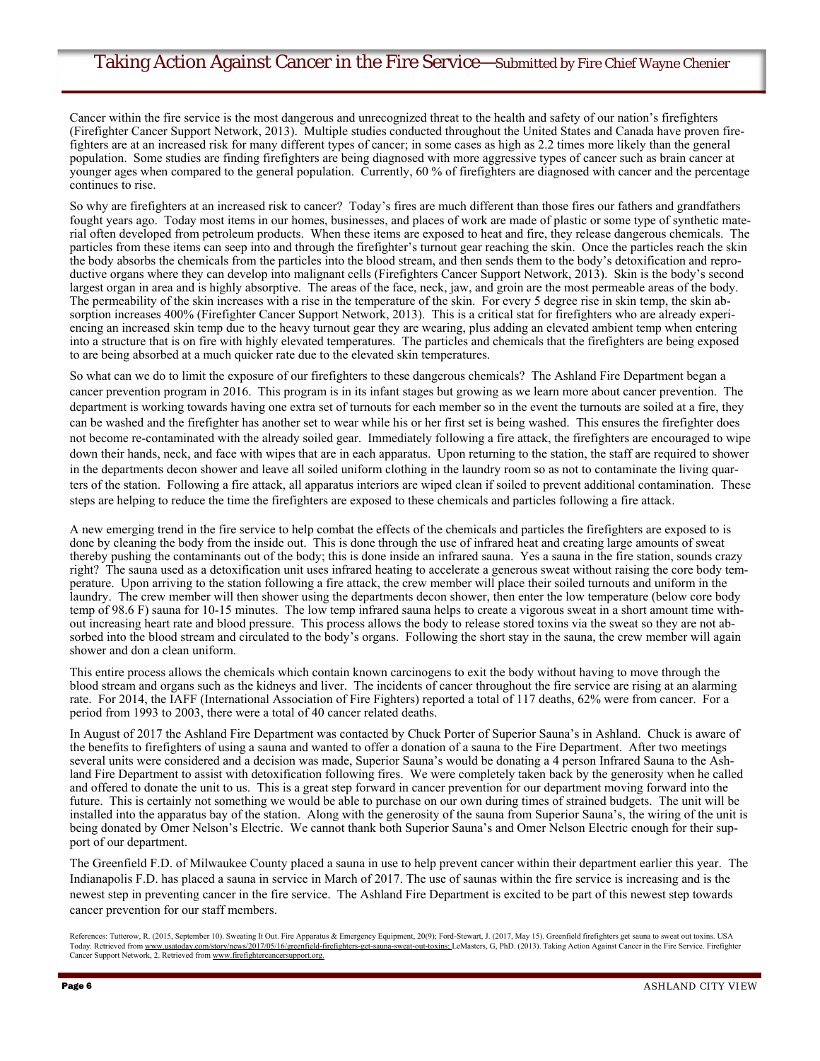## Taking Action Against Cancer in the Fire Service—Submitted by Fire Chief Wayne Chenier

Cancer within the fire service is the most dangerous and unrecognized threat to the health and safety of our nation's firefighters (Firefighter Cancer Support Network, 2013). Multiple studies conducted throughout the United States and Canada have proven firefighters are at an increased risk for many different types of cancer; in some cases as high as 2.2 times more likely than the general population. Some studies are finding firefighters are being diagnosed with more aggressive types of cancer such as brain cancer at younger ages when compared to the general population. Currently, 60 % of firefighters are diagnosed with cancer and the percentage continues to rise.

So why are firefighters at an increased risk to cancer? Today's fires are much different than those fires our fathers and grandfathers fought years ago. Today most items in our homes, businesses, and places of work are made of plastic or some type of synthetic material often developed from petroleum products. When these items are exposed to heat and fire, they release dangerous chemicals. The particles from these items can seep into and through the firefighter's turnout gear reaching the skin. Once the particles reach the skin the body absorbs the chemicals from the particles into the blood stream, and then sends them to the body's detoxification and reproductive organs where they can develop into malignant cells (Firefighters Cancer Support Network, 2013). Skin is the body's second largest organ in area and is highly absorptive. The areas of the face, neck, jaw, and groin are the most permeable areas of the body. The permeability of the skin increases with a rise in the temperature of the skin. For every 5 degree rise in skin temp, the skin absorption increases 400% (Firefighter Cancer Support Network, 2013). This is a critical stat for firefighters who are already experiencing an increased skin temp due to the heavy turnout gear they are wearing, plus adding an elevated ambient temp when entering into a structure that is on fire with highly elevated temperatures. The particles and chemicals that the firefighters are being exposed to are being absorbed at a much quicker rate due to the elevated skin temperatures.

So what can we do to limit the exposure of our firefighters to these dangerous chemicals? The Ashland Fire Department began a cancer prevention program in 2016. This program is in its infant stages but growing as we learn more about cancer prevention. The department is working towards having one extra set of turnouts for each member so in the event the turnouts are soiled at a fire, they can be washed and the firefighter has another set to wear while his or her first set is being washed. This ensures the firefighter does not become re-contaminated with the already soiled gear. Immediately following a fire attack, the firefighters are encouraged to wipe down their hands, neck, and face with wipes that are in each apparatus. Upon returning to the station, the staff are required to shower in the departments decon shower and leave all soiled uniform clothing in the laundry room so as not to contaminate the living quarters of the station. Following a fire attack, all apparatus interiors are wiped clean if soiled to prevent additional contamination. These steps are helping to reduce the time the firefighters are exposed to these chemicals and particles following a fire attack.

A new emerging trend in the fire service to help combat the effects of the chemicals and particles the firefighters are exposed to is done by cleaning the body from the inside out. This is done through the use of infrared heat and creating large amounts of sweat thereby pushing the contaminants out of the body; this is done inside an infrared sauna. Yes a sauna in the fire station, sounds crazy right? The sauna used as a detoxification unit uses infrared heating to accelerate a generous sweat without raising the core body temperature. Upon arriving to the station following a fire attack, the crew member will place their soiled turnouts and uniform in the laundry. The crew member will then shower using the departments decon shower, then enter the low temperature (below core body temp of 98.6 F) sauna for 10-15 minutes. The low temp infrared sauna helps to create a vigorous sweat in a short amount time without increasing heart rate and blood pressure. This process allows the body to release stored toxins via the sweat so they are not absorbed into the blood stream and circulated to the body's organs. Following the short stay in the sauna, the crew member will again shower and don a clean uniform.

This entire process allows the chemicals which contain known carcinogens to exit the body without having to move through the blood stream and organs such as the kidneys and liver. The incidents of cancer throughout the fire service are rising at an alarming rate. For 2014, the IAFF (International Association of Fire Fighters) reported a total of 117 deaths, 62% were from cancer. For a period from 1993 to 2003, there were a total of 40 cancer related deaths.

In August of 2017 the Ashland Fire Department was contacted by Chuck Porter of Superior Sauna's in Ashland. Chuck is aware of the benefits to firefighters of using a sauna and wanted to offer a donation of a sauna to the Fire Department. After two meetings several units were considered and a decision was made, Superior Sauna's would be donating a 4 person Infrared Sauna to the Ashland Fire Department to assist with detoxification following fires. We were completely taken back by the generosity when he called and offered to donate the unit to us. This is a great step forward in cancer prevention for our department moving forward into the future. This is certainly not something we would be able to purchase on our own during times of strained budgets. The unit will be installed into the apparatus bay of the station. Along with the generosity of the sauna from Superior Sauna's, the wiring of the unit is being donated by Omer Nelson's Electric. We cannot thank both Superior Sauna's and Omer Nelson Electric enough for their support of our department.

The Greenfield F.D. of Milwaukee County placed a sauna in use to help prevent cancer within their department earlier this year. The Indianapolis F.D. has placed a sauna in service in March of 2017. The use of saunas within the fire service is increasing and is the newest step in preventing cancer in the fire service. The Ashland Fire Department is excited to be part of this newest step towards cancer prevention for our staff members.

References: Tutterow, R. (2015, September 10). Sweating It Out. Fire Apparatus & Emergency Equipment, 20(9); Ford-Stewart, J. (2017, May 15). Greenfield firefighters get sauna to sweat out toxins. USA Today. Retrieved from www.usatoday.com/story/news/2017/05/16/greenfield-firefighters-get-sauna-sweat-out-toxins; LeMasters, G, PhD. (2013). Taking Action Against Cancer in the Fire Service. Firefighter Cancer Support Network, 2. Retrieved from www.firefightercancersupport.org.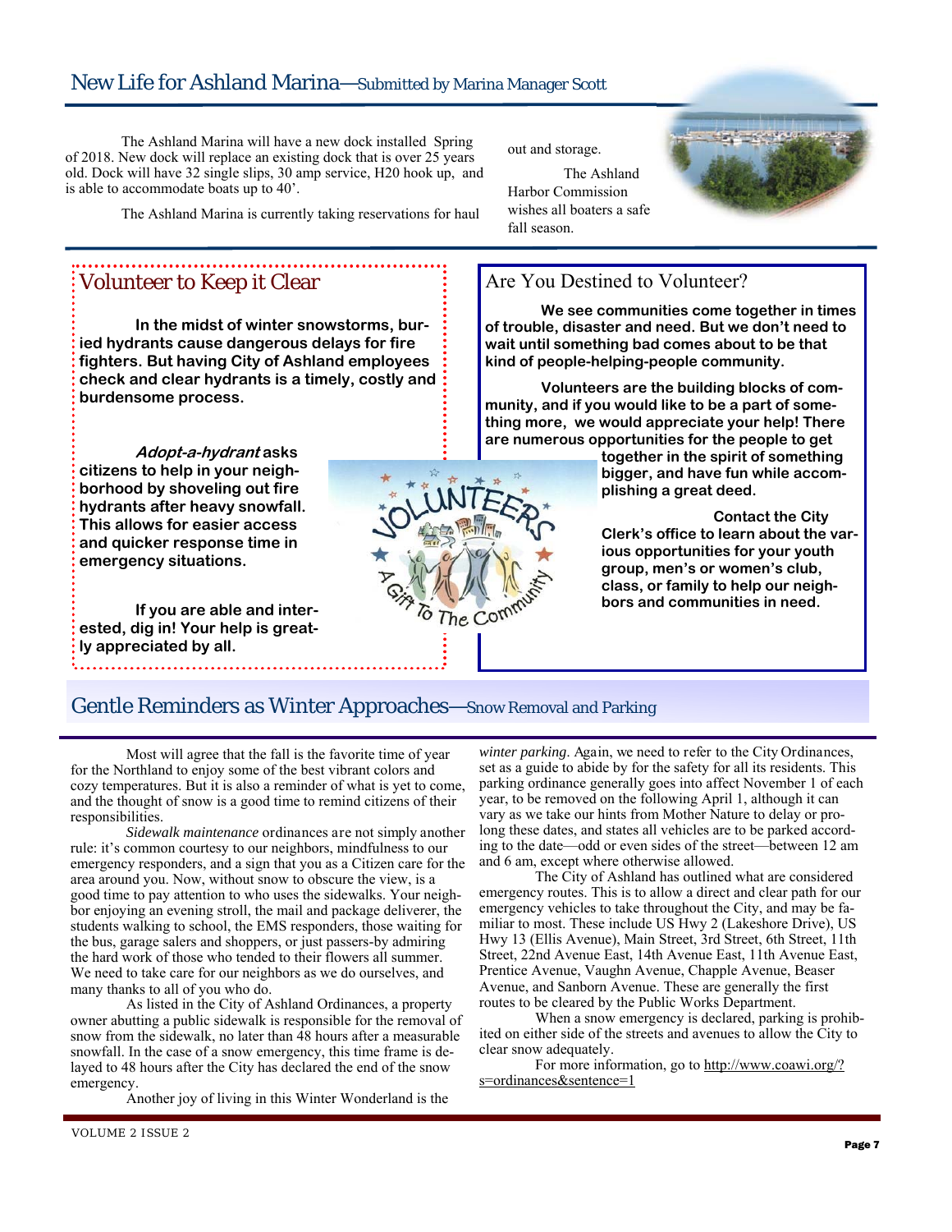## New Life for Ashland Marina—Submitted by Marina Manager Scott

The Ashland Marina will have a new dock installed Spring of 2018. New dock will replace an existing dock that is over 25 years old. Dock will have 32 single slips, 30 amp service, H20 hook up, and is able to accommodate boats up to 40'.

The Ashland Marina is currently taking reservations for haul out and storage.

The Ashland Harbor Commission wishes all boaters a safe fall season.

## Volunteer to Keep it Clear

**In the midst of winter snowstorms, buried hydrants cause dangerous delays for fire fighters. But having City of Ashland employees check and clear hydrants is a timely, costly and burdensome process.**

***Adopt-a-hydrant* asks citizens to help in your neighborhood by shoveling out fire hydrants after heavy snowfall. This allows for easier access and quicker response time in emergency situations.**

**If you are able and interested, dig in! Your help is greatly appreciated by all.**

## Are You Destined to Volunteer?

**We see communities come together in times of trouble, disaster and need. But we don't need to wait until something bad comes about to be that kind of people-helping-people community.**

**Volunteers are the building blocks of community, and if you would like to be a part of something more, we would appreciate your help! There are numerous opportunities for the people to get together in the spirit of something bigger, and have fun while accomplishing a great deed.**

**Contact the City Clerk's office to learn about the various opportunities for your youth group, men's or women's club, class, or family to help our neighbors and communities in need.**

## Gentle Reminders as Winter Approaches—Snow Removal and Parking

Most will agree that the fall is the favorite time of year for the Northland to enjoy some of the best vibrant colors and cozy temperatures. But it is also a reminder of what is yet to come, and the thought of snow is a good time to remind citizens of their responsibilities.

*Sidewalk maintenance* ordinances are not simply another rule: it's common courtesy to our neighbors, mindfulness to our emergency responders, and a sign that you as a Citizen care for the area around you. Now, without snow to obscure the view, is a good time to pay attention to who uses the sidewalks. Your neighbor enjoying an evening stroll, the mail and package deliverer, the students walking to school, the EMS responders, those waiting for the bus, garage salers and shoppers, or just passers-by admiring the hard work of those who tended to their flowers all summer. We need to take care for our neighbors as we do ourselves, and many thanks to all of you who do.

As listed in the City of Ashland Ordinances, a property owner abutting a public sidewalk is responsible for the removal of snow from the sidewalk, no later than 48 hours after a measurable snowfall. In the case of a snow emergency, this time frame is delayed to 48 hours after the City has declared the end of the snow emergency.

Another joy of living in this Winter Wonderland is the *winter parking*. Again, we need to refer to the City Ordinances, set as a guide to abide by for the safety for all its residents. This parking ordinance generally goes into affect November 1 of each year, to be removed on the following April 1, although it can vary as we take our hints from Mother Nature to delay or prolong these dates, and states all vehicles are to be parked according to the date—odd or even sides of the street—between 12 am and 6 am, except where otherwise allowed.

The City of Ashland has outlined what are considered emergency routes. This is to allow a direct and clear path for our emergency vehicles to take throughout the City, and may be familiar to most. These include US Hwy 2 (Lakeshore Drive), US Hwy 13 (Ellis Avenue), Main Street, 3rd Street, 6th Street, 11th Street, 22nd Avenue East, 14th Avenue East, 11th Avenue East, Prentice Avenue, Vaughn Avenue, Chapple Avenue, Beaser Avenue, and Sanborn Avenue. These are generally the first routes to be cleared by the Public Works Department.

When a snow emergency is declared, parking is prohibited on either side of the streets and avenues to allow the City to clear snow adequately.

For more information, go to http://www.coawi.org/?s=ordinances&sentence=1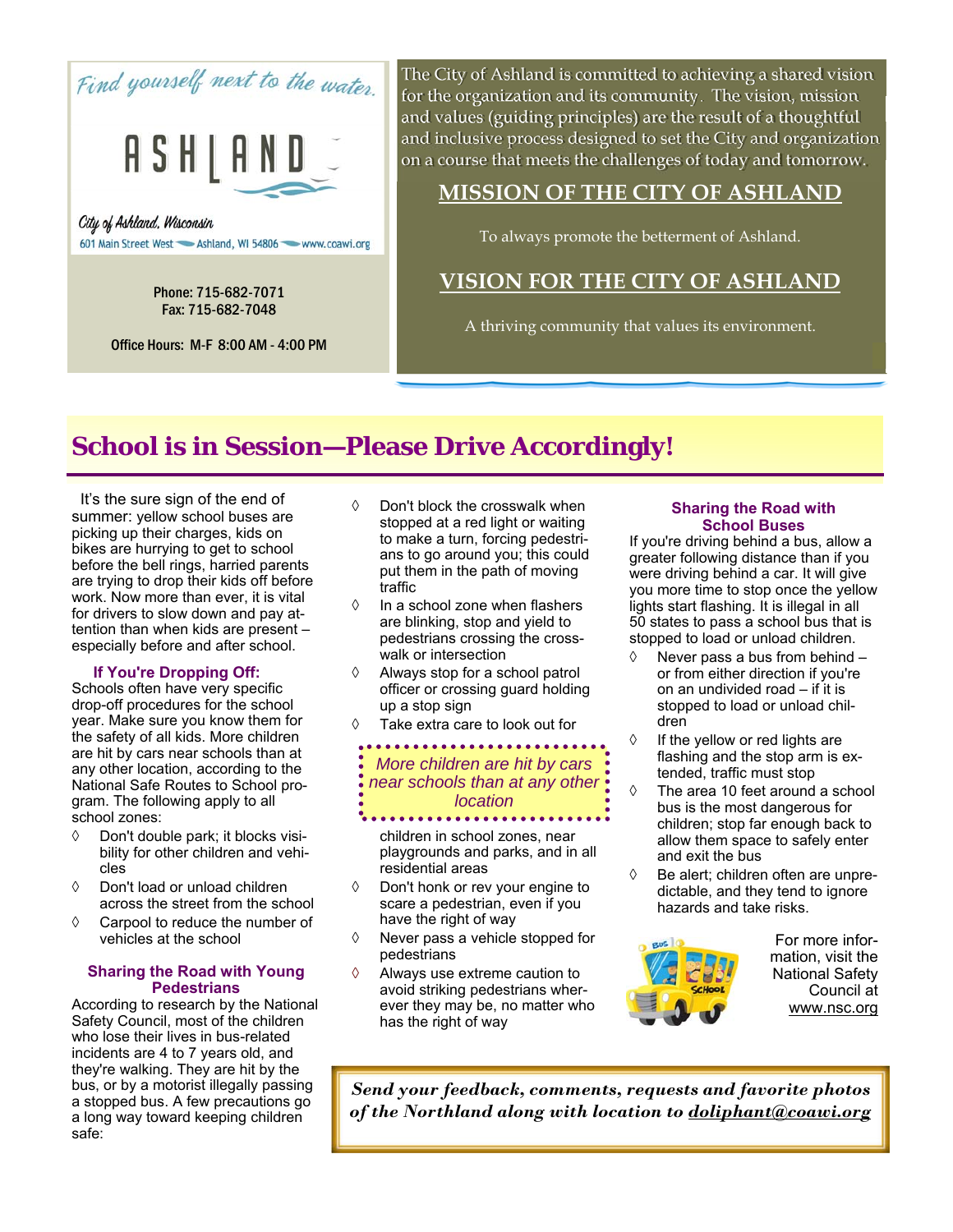Find yourself next to the water.

ASHLAND

City of Ashland, Wisconsin

601 Main Street West — Ashland, WI 54806 — www.coawi.org

Phone: 715-682-7071
Fax: 715-682-7048

Office Hours: M-F 8:00 AM - 4:00 PM

The City of Ashland is committed to achieving a shared vision for the organization and its community. The vision, mission and values (guiding principles) are the result of a thoughtful and inclusive process designed to set the City and organization on a course that meets the challenges of today and tomorrow.

## MISSION OF THE CITY OF ASHLAND

To always promote the betterment of Ashland.

## VISION FOR THE CITY OF ASHLAND

A thriving community that values its environment.

# School is in Session—Please Drive Accordingly!

It's the sure sign of the end of summer: yellow school buses are picking up their charges, kids on bikes are hurrying to get to school before the bell rings, harried parents are trying to drop their kids off before work. Now more than ever, it is vital for drivers to slow down and pay attention than when kids are present – especially before and after school.

### If You're Dropping Off:

Schools often have very specific drop-off procedures for the school year. Make sure you know them for the safety of all kids. More children are hit by cars near schools than at any other location, according to the National Safe Routes to School program. The following apply to all school zones:

- Don't double park; it blocks visibility for other children and vehicles
- Don't load or unload children across the street from the school
- Carpool to reduce the number of vehicles at the school

### Sharing the Road with Young Pedestrians

According to research by the National Safety Council, most of the children who lose their lives in bus-related incidents are 4 to 7 years old, and they're walking. They are hit by the bus, or by a motorist illegally passing a stopped bus. A few precautions go a long way toward keeping children safe:

- Don't block the crosswalk when stopped at a red light or waiting to make a turn, forcing pedestrians to go around you; this could put them in the path of moving traffic
- In a school zone when flashers are blinking, stop and yield to pedestrians crossing the crosswalk or intersection
- Always stop for a school patrol officer or crossing guard holding up a stop sign
- Take extra care to look out for children in school zones, near playgrounds and parks, and in all residential areas
- Don't honk or rev your engine to scare a pedestrian, even if you have the right of way
- Never pass a vehicle stopped for pedestrians
- Always use extreme caution to avoid striking pedestrians wherever they may be, no matter who has the right of way

*More children are hit by cars near schools than at any other location*

### Sharing the Road with School Buses

If you're driving behind a bus, allow a greater following distance than if you were driving behind a car. It will give you more time to stop once the yellow lights start flashing. It is illegal in all 50 states to pass a school bus that is stopped to load or unload children.

- Never pass a bus from behind – or from either direction if you're on an undivided road – if it is stopped to load or unload children
- If the yellow or red lights are flashing and the stop arm is extended, traffic must stop
- The area 10 feet around a school bus is the most dangerous for children; stop far enough back to allow them space to safely enter and exit the bus
- Be alert; children often are unpredictable, and they tend to ignore hazards and take risks.

For more information, visit the National Safety Council at www.nsc.org

***Send your feedback, comments, requests and favorite photos of the Northland along with location to doliphant@coawi.org***